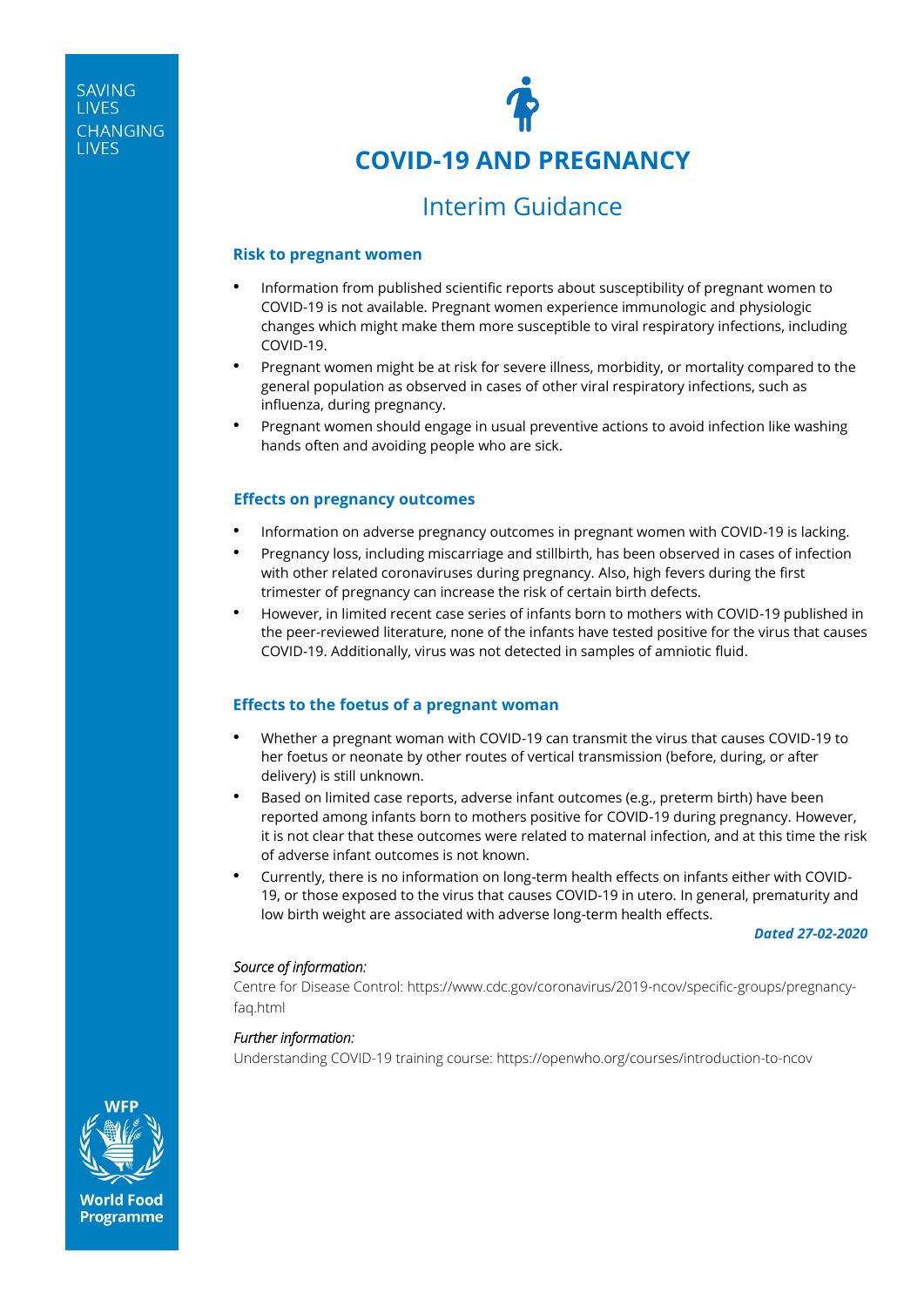SAVING LIVES CHANGING LIVES

# COVID-19 AND PREGNANCY

## Interim Guidance

### Risk to pregnant women

- Information from published scientific reports about susceptibility of pregnant women to COVID-19 is not available. Pregnant women experience immunologic and physiologic changes which might make them more susceptible to viral respiratory infections, including COVID-19.
- Pregnant women might be at risk for severe illness, morbidity, or mortality compared to the general population as observed in cases of other viral respiratory infections, such as influenza, during pregnancy.
- Pregnant women should engage in usual preventive actions to avoid infection like washing hands often and avoiding people who are sick.

### Effects on pregnancy outcomes

- Information on adverse pregnancy outcomes in pregnant women with COVID-19 is lacking.
- Pregnancy loss, including miscarriage and stillbirth, has been observed in cases of infection with other related coronaviruses during pregnancy. Also, high fevers during the first trimester of pregnancy can increase the risk of certain birth defects.
- However, in limited recent case series of infants born to mothers with COVID-19 published in the peer-reviewed literature, none of the infants have tested positive for the virus that causes COVID-19. Additionally, virus was not detected in samples of amniotic fluid.

### Effects to the foetus of a pregnant woman

- Whether a pregnant woman with COVID-19 can transmit the virus that causes COVID-19 to her foetus or neonate by other routes of vertical transmission (before, during, or after delivery) is still unknown.
- Based on limited case reports, adverse infant outcomes (e.g., preterm birth) have been reported among infants born to mothers positive for COVID-19 during pregnancy. However, it is not clear that these outcomes were related to maternal infection, and at this time the risk of adverse infant outcomes is not known.
- Currently, there is no information on long-term health effects on infants either with COVID-19, or those exposed to the virus that causes COVID-19 in utero. In general, prematurity and low birth weight are associated with adverse long-term health effects.

***Dated 27-02-2020***

*Source of information:*

Centre for Disease Control: https://www.cdc.gov/coronavirus/2019-ncov/specific-groups/pregnancy-faq.html

*Further information:*

Understanding COVID-19 training course: https://openwho.org/courses/introduction-to-ncov

WFP World Food Programme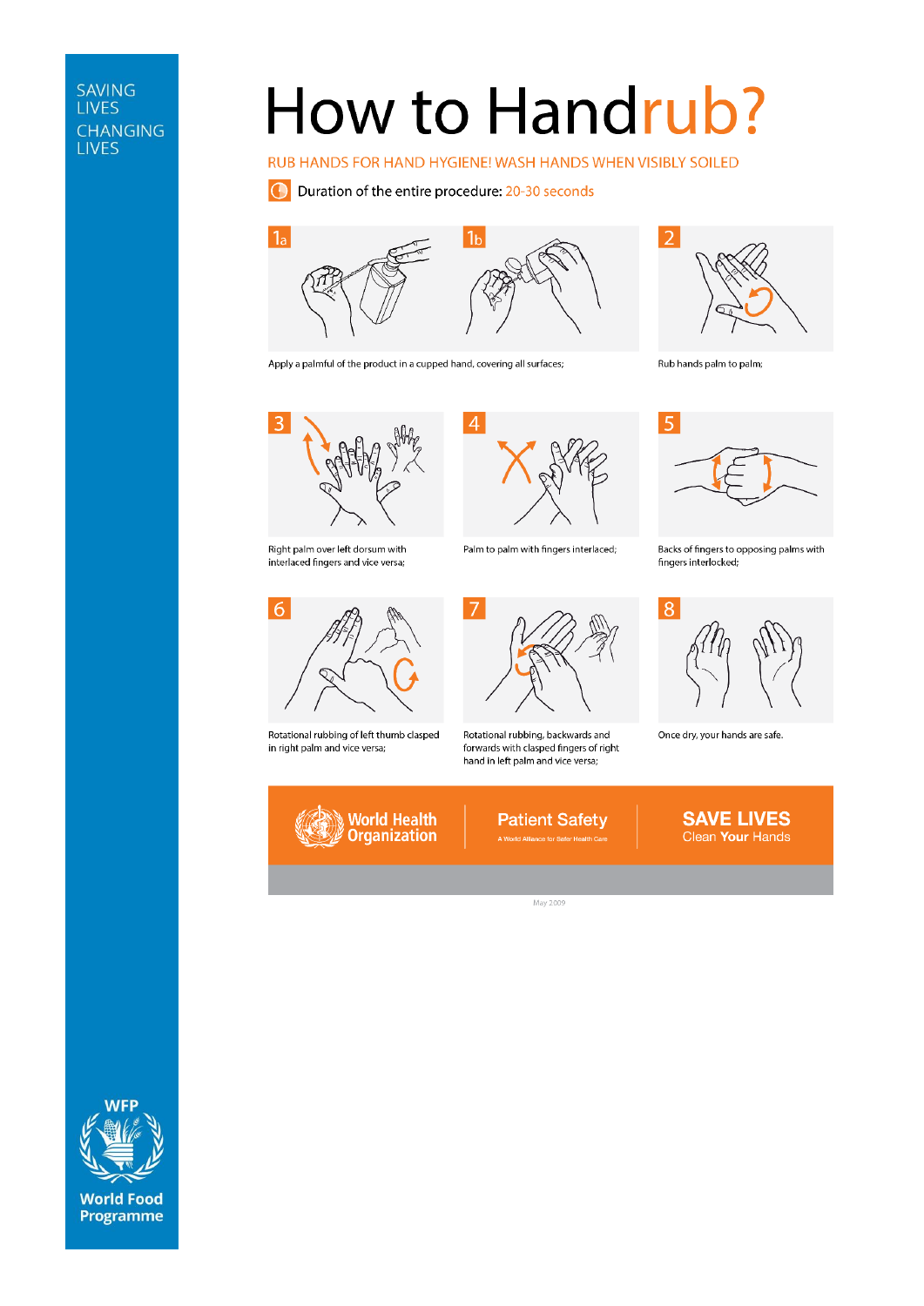SAVING LIVES
CHANGING LIVES

# How to Handrub?

RUB HANDS FOR HAND HYGIENE! WASH HANDS WHEN VISIBLY SOILED

Duration of the entire procedure: 20-30 seconds

1a, 1b — Apply a palmful of the product in a cupped hand, covering all surfaces;

2 — Rub hands palm to palm;

3 — Right palm over left dorsum with interlaced fingers and vice versa;

4 — Palm to palm with fingers interlaced;

5 — Backs of fingers to opposing palms with fingers interlocked;

6 — Rotational rubbing of left thumb clasped in right palm and vice versa;

7 — Rotational rubbing, backwards and forwards with clasped fingers of right hand in left palm and vice versa;

8 — Once dry, your hands are safe.

World Health Organization | Patient Safety — A World Alliance for Safer Health Care | SAVE LIVES Clean Your Hands

May 2009

WFP
World Food Programme